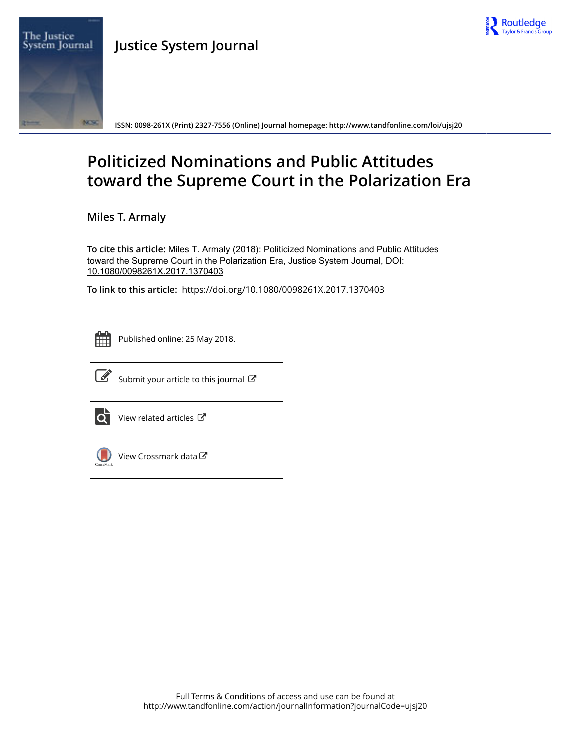Justice System Journal

ISSN: 0098-261X (Print) 2327-7556 (Online) Journal homepage: http://www.tandfonline.com/loi/ujsj20

# Politicized Nominations and Public Attitudes toward the Supreme Court in the Polarization Era

Miles T. Armaly

**To cite this article:** Miles T. Armaly (2018): Politicized Nominations and Public Attitudes toward the Supreme Court in the Polarization Era, Justice System Journal, DOI: 10.1080/0098261X.2017.1370403

**To link to this article:** https://doi.org/10.1080/0098261X.2017.1370403

Published online: 25 May 2018.

Submit your article to this journal

View related articles

View Crossmark data

Full Terms & Conditions of access and use can be found at http://www.tandfonline.com/action/journalInformation?journalCode=ujsj20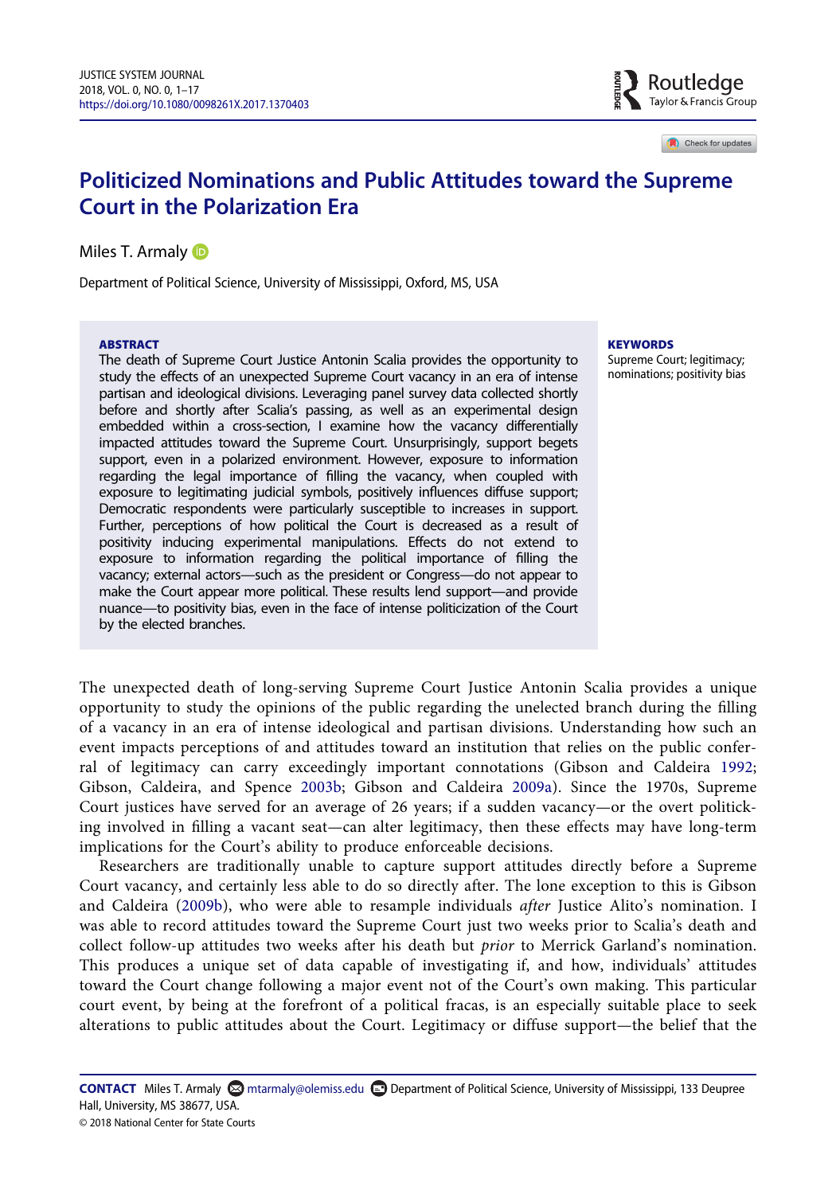# Politicized Nominations and Public Attitudes toward the Supreme Court in the Polarization Era

Miles T. Armaly

Department of Political Science, University of Mississippi, Oxford, MS, USA

**ABSTRACT**

The death of Supreme Court Justice Antonin Scalia provides the opportunity to study the effects of an unexpected Supreme Court vacancy in an era of intense partisan and ideological divisions. Leveraging panel survey data collected shortly before and shortly after Scalia's passing, as well as an experimental design embedded within a cross-section, I examine how the vacancy differentially impacted attitudes toward the Supreme Court. Unsurprisingly, support begets support, even in a polarized environment. However, exposure to information regarding the legal importance of filling the vacancy, when coupled with exposure to legitimating judicial symbols, positively influences diffuse support; Democratic respondents were particularly susceptible to increases in support. Further, perceptions of how political the Court is decreased as a result of positivity inducing experimental manipulations. Effects do not extend to exposure to information regarding the political importance of filling the vacancy; external actors—such as the president or Congress—do not appear to make the Court appear more political. These results lend support—and provide nuance—to positivity bias, even in the face of intense politicization of the Court by the elected branches.

**KEYWORDS**

Supreme Court; legitimacy; nominations; positivity bias

The unexpected death of long-serving Supreme Court Justice Antonin Scalia provides a unique opportunity to study the opinions of the public regarding the unelected branch during the filling of a vacancy in an era of intense ideological and partisan divisions. Understanding how such an event impacts perceptions of and attitudes toward an institution that relies on the public conferral of legitimacy can carry exceedingly important connotations (Gibson and Caldeira 1992; Gibson, Caldeira, and Spence 2003b; Gibson and Caldeira 2009a). Since the 1970s, Supreme Court justices have served for an average of 26 years; if a sudden vacancy—or the overt politicking involved in filling a vacant seat—can alter legitimacy, then these effects may have long-term implications for the Court's ability to produce enforceable decisions.

Researchers are traditionally unable to capture support attitudes directly before a Supreme Court vacancy, and certainly less able to do so directly after. The lone exception to this is Gibson and Caldeira (2009b), who were able to resample individuals *after* Justice Alito's nomination. I was able to record attitudes toward the Supreme Court just two weeks prior to Scalia's death and collect follow-up attitudes two weeks after his death but *prior* to Merrick Garland's nomination. This produces a unique set of data capable of investigating if, and how, individuals' attitudes toward the Court change following a major event not of the Court's own making. This particular court event, by being at the forefront of a political fracas, is an especially suitable place to seek alterations to public attitudes about the Court. Legitimacy or diffuse support—the belief that the

**CONTACT** Miles T. Armaly mtarmaly@olemiss.edu Department of Political Science, University of Mississippi, 133 Deupree Hall, University, MS 38677, USA.

© 2018 National Center for State Courts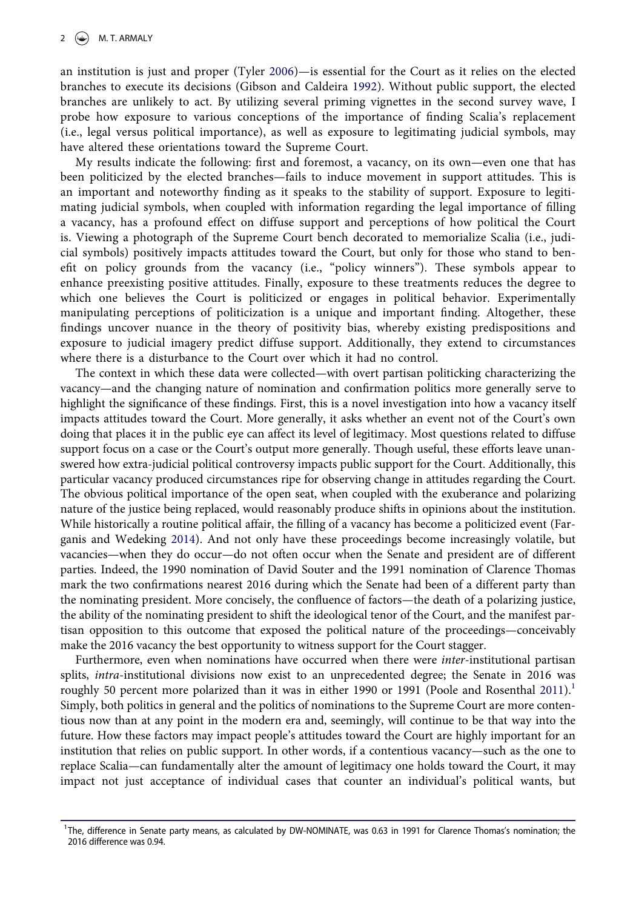an institution is just and proper (Tyler 2006)—is essential for the Court as it relies on the elected branches to execute its decisions (Gibson and Caldeira 1992). Without public support, the elected branches are unlikely to act. By utilizing several priming vignettes in the second survey wave, I probe how exposure to various conceptions of the importance of finding Scalia's replacement (i.e., legal versus political importance), as well as exposure to legitimating judicial symbols, may have altered these orientations toward the Supreme Court.

My results indicate the following: first and foremost, a vacancy, on its own—even one that has been politicized by the elected branches—fails to induce movement in support attitudes. This is an important and noteworthy finding as it speaks to the stability of support. Exposure to legitimating judicial symbols, when coupled with information regarding the legal importance of filling a vacancy, has a profound effect on diffuse support and perceptions of how political the Court is. Viewing a photograph of the Supreme Court bench decorated to memorialize Scalia (i.e., judicial symbols) positively impacts attitudes toward the Court, but only for those who stand to benefit on policy grounds from the vacancy (i.e., "policy winners"). These symbols appear to enhance preexisting positive attitudes. Finally, exposure to these treatments reduces the degree to which one believes the Court is politicized or engages in political behavior. Experimentally manipulating perceptions of politicization is a unique and important finding. Altogether, these findings uncover nuance in the theory of positivity bias, whereby existing predispositions and exposure to judicial imagery predict diffuse support. Additionally, they extend to circumstances where there is a disturbance to the Court over which it had no control.

The context in which these data were collected—with overt partisan politicking characterizing the vacancy—and the changing nature of nomination and confirmation politics more generally serve to highlight the significance of these findings. First, this is a novel investigation into how a vacancy itself impacts attitudes toward the Court. More generally, it asks whether an event not of the Court's own doing that places it in the public eye can affect its level of legitimacy. Most questions related to diffuse support focus on a case or the Court's output more generally. Though useful, these efforts leave unanswered how extra-judicial political controversy impacts public support for the Court. Additionally, this particular vacancy produced circumstances ripe for observing change in attitudes regarding the Court. The obvious political importance of the open seat, when coupled with the exuberance and polarizing nature of the justice being replaced, would reasonably produce shifts in opinions about the institution. While historically a routine political affair, the filling of a vacancy has become a politicized event (Farganis and Wedeking 2014). And not only have these proceedings become increasingly volatile, but vacancies—when they do occur—do not often occur when the Senate and president are of different parties. Indeed, the 1990 nomination of David Souter and the 1991 nomination of Clarence Thomas mark the two confirmations nearest 2016 during which the Senate had been of a different party than the nominating president. More concisely, the confluence of factors—the death of a polarizing justice, the ability of the nominating president to shift the ideological tenor of the Court, and the manifest partisan opposition to this outcome that exposed the political nature of the proceedings—conceivably make the 2016 vacancy the best opportunity to witness support for the Court stagger.

Furthermore, even when nominations have occurred when there were *inter*-institutional partisan splits, *intra*-institutional divisions now exist to an unprecedented degree; the Senate in 2016 was roughly 50 percent more polarized than it was in either 1990 or 1991 (Poole and Rosenthal 2011).[1] Simply, both politics in general and the politics of nominations to the Supreme Court are more contentious now than at any point in the modern era and, seemingly, will continue to be that way into the future. How these factors may impact people's attitudes toward the Court are highly important for an institution that relies on public support. In other words, if a contentious vacancy—such as the one to replace Scalia—can fundamentally alter the amount of legitimacy one holds toward the Court, it may impact not just acceptance of individual cases that counter an individual's political wants, but

[1] The, difference in Senate party means, as calculated by DW-NOMINATE, was 0.63 in 1991 for Clarence Thomas's nomination; the 2016 difference was 0.94.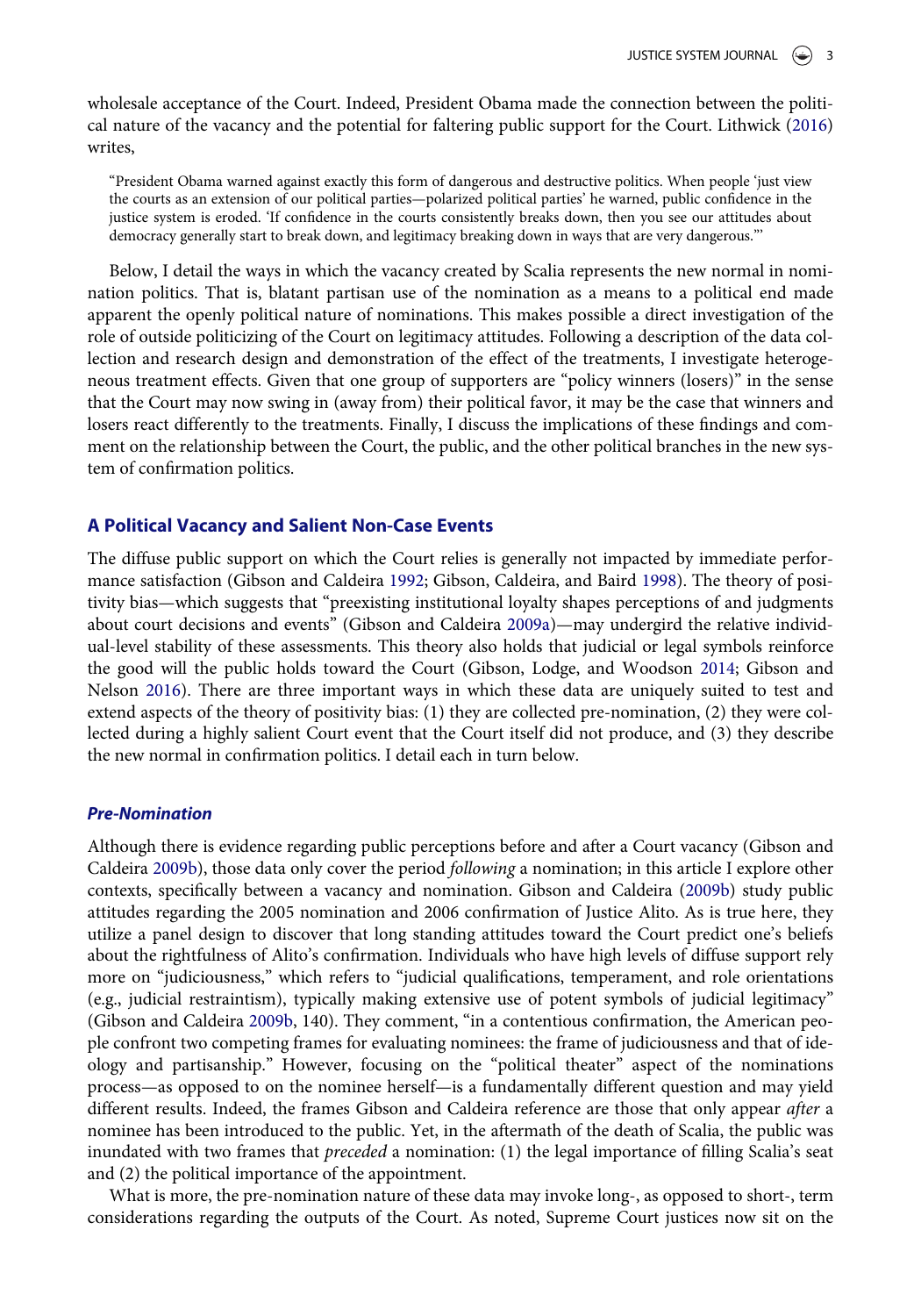wholesale acceptance of the Court. Indeed, President Obama made the connection between the political nature of the vacancy and the potential for faltering public support for the Court. Lithwick (2016) writes,

> "President Obama warned against exactly this form of dangerous and destructive politics. When people 'just view the courts as an extension of our political parties—polarized political parties' he warned, public confidence in the justice system is eroded. 'If confidence in the courts consistently breaks down, then you see our attitudes about democracy generally start to break down, and legitimacy breaking down in ways that are very dangerous.'"

Below, I detail the ways in which the vacancy created by Scalia represents the new normal in nomination politics. That is, blatant partisan use of the nomination as a means to a political end made apparent the openly political nature of nominations. This makes possible a direct investigation of the role of outside politicizing of the Court on legitimacy attitudes. Following a description of the data collection and research design and demonstration of the effect of the treatments, I investigate heterogeneous treatment effects. Given that one group of supporters are "policy winners (losers)" in the sense that the Court may now swing in (away from) their political favor, it may be the case that winners and losers react differently to the treatments. Finally, I discuss the implications of these findings and comment on the relationship between the Court, the public, and the other political branches in the new system of confirmation politics.

## A Political Vacancy and Salient Non-Case Events

The diffuse public support on which the Court relies is generally not impacted by immediate performance satisfaction (Gibson and Caldeira 1992; Gibson, Caldeira, and Baird 1998). The theory of positivity bias—which suggests that "preexisting institutional loyalty shapes perceptions of and judgments about court decisions and events" (Gibson and Caldeira 2009a)—may undergird the relative individual-level stability of these assessments. This theory also holds that judicial or legal symbols reinforce the good will the public holds toward the Court (Gibson, Lodge, and Woodson 2014; Gibson and Nelson 2016). There are three important ways in which these data are uniquely suited to test and extend aspects of the theory of positivity bias: (1) they are collected pre-nomination, (2) they were collected during a highly salient Court event that the Court itself did not produce, and (3) they describe the new normal in confirmation politics. I detail each in turn below.

### *Pre-Nomination*

Although there is evidence regarding public perceptions before and after a Court vacancy (Gibson and Caldeira 2009b), those data only cover the period *following* a nomination; in this article I explore other contexts, specifically between a vacancy and nomination. Gibson and Caldeira (2009b) study public attitudes regarding the 2005 nomination and 2006 confirmation of Justice Alito. As is true here, they utilize a panel design to discover that long standing attitudes toward the Court predict one's beliefs about the rightfulness of Alito's confirmation. Individuals who have high levels of diffuse support rely more on "judiciousness," which refers to "judicial qualifications, temperament, and role orientations (e.g., judicial restraintism), typically making extensive use of potent symbols of judicial legitimacy" (Gibson and Caldeira 2009b, 140). They comment, "in a contentious confirmation, the American people confront two competing frames for evaluating nominees: the frame of judiciousness and that of ideology and partisanship." However, focusing on the "political theater" aspect of the nominations process—as opposed to on the nominee herself—is a fundamentally different question and may yield different results. Indeed, the frames Gibson and Caldeira reference are those that only appear *after* a nominee has been introduced to the public. Yet, in the aftermath of the death of Scalia, the public was inundated with two frames that *preceded* a nomination: (1) the legal importance of filling Scalia's seat and (2) the political importance of the appointment.

What is more, the pre-nomination nature of these data may invoke long-, as opposed to short-, term considerations regarding the outputs of the Court. As noted, Supreme Court justices now sit on the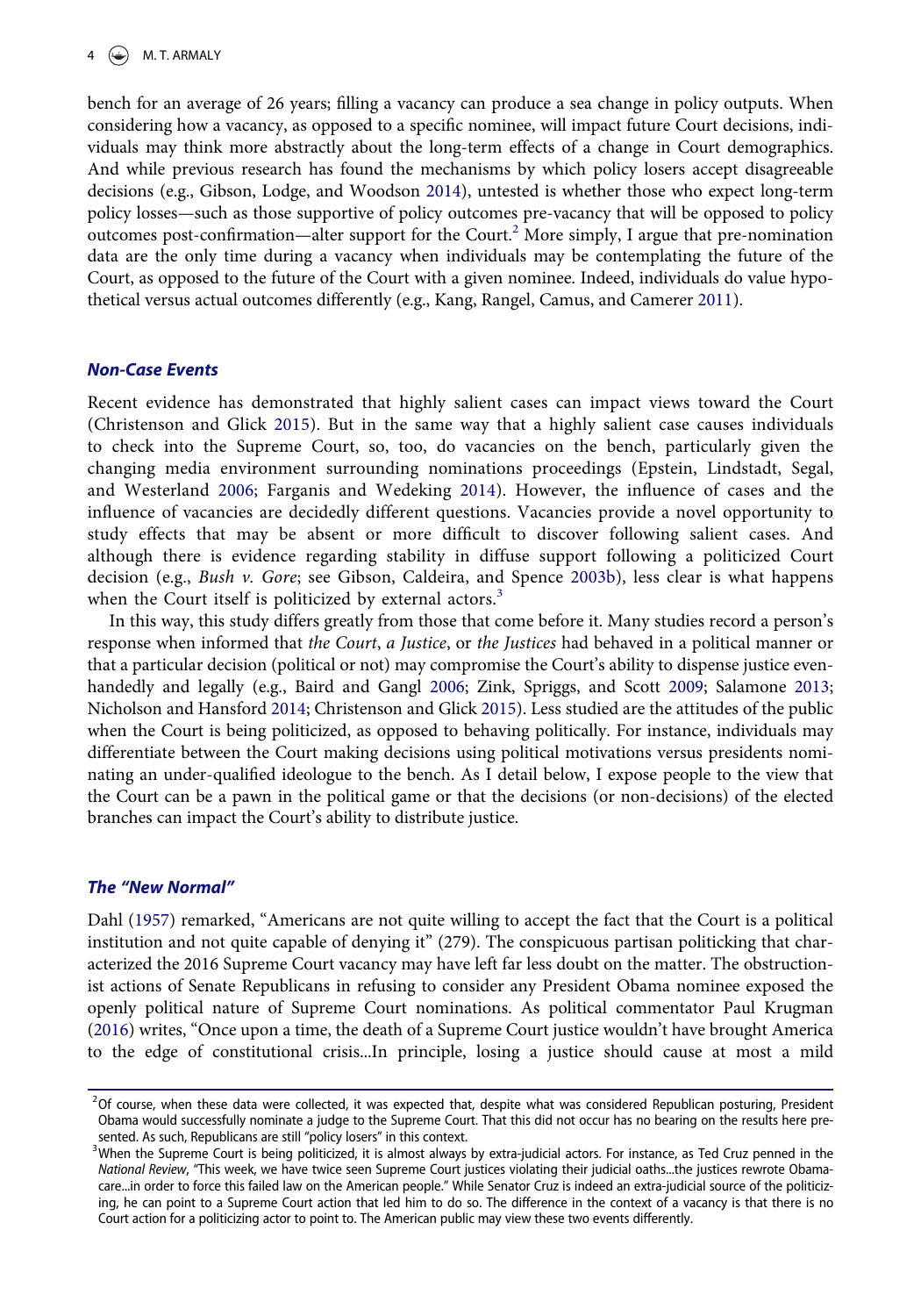bench for an average of 26 years; filling a vacancy can produce a sea change in policy outputs. When considering how a vacancy, as opposed to a specific nominee, will impact future Court decisions, individuals may think more abstractly about the long-term effects of a change in Court demographics. And while previous research has found the mechanisms by which policy losers accept disagreeable decisions (e.g., Gibson, Lodge, and Woodson 2014), untested is whether those who expect long-term policy losses—such as those supportive of policy outcomes pre-vacancy that will be opposed to policy outcomes post-confirmation—alter support for the Court.[2] More simply, I argue that pre-nomination data are the only time during a vacancy when individuals may be contemplating the future of the Court, as opposed to the future of the Court with a given nominee. Indeed, individuals do value hypothetical versus actual outcomes differently (e.g., Kang, Rangel, Camus, and Camerer 2011).

### *Non-Case Events*

Recent evidence has demonstrated that highly salient cases can impact views toward the Court (Christenson and Glick 2015). But in the same way that a highly salient case causes individuals to check into the Supreme Court, so, too, do vacancies on the bench, particularly given the changing media environment surrounding nominations proceedings (Epstein, Lindstadt, Segal, and Westerland 2006; Farganis and Wedeking 2014). However, the influence of cases and the influence of vacancies are decidedly different questions. Vacancies provide a novel opportunity to study effects that may be absent or more difficult to discover following salient cases. And although there is evidence regarding stability in diffuse support following a politicized Court decision (e.g., *Bush v. Gore*; see Gibson, Caldeira, and Spence 2003b), less clear is what happens when the Court itself is politicized by external actors.[3]

In this way, this study differs greatly from those that come before it. Many studies record a person's response when informed that *the Court*, *a Justice*, or *the Justices* had behaved in a political manner or that a particular decision (political or not) may compromise the Court's ability to dispense justice even-handedly and legally (e.g., Baird and Gangl 2006; Zink, Spriggs, and Scott 2009; Salamone 2013; Nicholson and Hansford 2014; Christenson and Glick 2015). Less studied are the attitudes of the public when the Court is being politicized, as opposed to behaving politically. For instance, individuals may differentiate between the Court making decisions using political motivations versus presidents nominating an under-qualified ideologue to the bench. As I detail below, I expose people to the view that the Court can be a pawn in the political game or that the decisions (or non-decisions) of the elected branches can impact the Court's ability to distribute justice.

### *The "New Normal"*

Dahl (1957) remarked, "Americans are not quite willing to accept the fact that the Court is a political institution and not quite capable of denying it" (279). The conspicuous partisan politicking that characterized the 2016 Supreme Court vacancy may have left far less doubt on the matter. The obstructionist actions of Senate Republicans in refusing to consider any President Obama nominee exposed the openly political nature of Supreme Court nominations. As political commentator Paul Krugman (2016) writes, "Once upon a time, the death of a Supreme Court justice wouldn't have brought America to the edge of constitutional crisis...In principle, losing a justice should cause at most a mild

[2]Of course, when these data were collected, it was expected that, despite what was considered Republican posturing, President Obama would successfully nominate a judge to the Supreme Court. That this did not occur has no bearing on the results here presented. As such, Republicans are still "policy losers" in this context.

[3]When the Supreme Court is being politicized, it is almost always by extra-judicial actors. For instance, as Ted Cruz penned in the *National Review*, "This week, we have twice seen Supreme Court justices violating their judicial oaths...the justices rewrote Obamacare...in order to force this failed law on the American people." While Senator Cruz is indeed an extra-judicial source of the politicizing, he can point to a Supreme Court action that led him to do so. The difference in the context of a vacancy is that there is no Court action for a politicizing actor to point to. The American public may view these two events differently.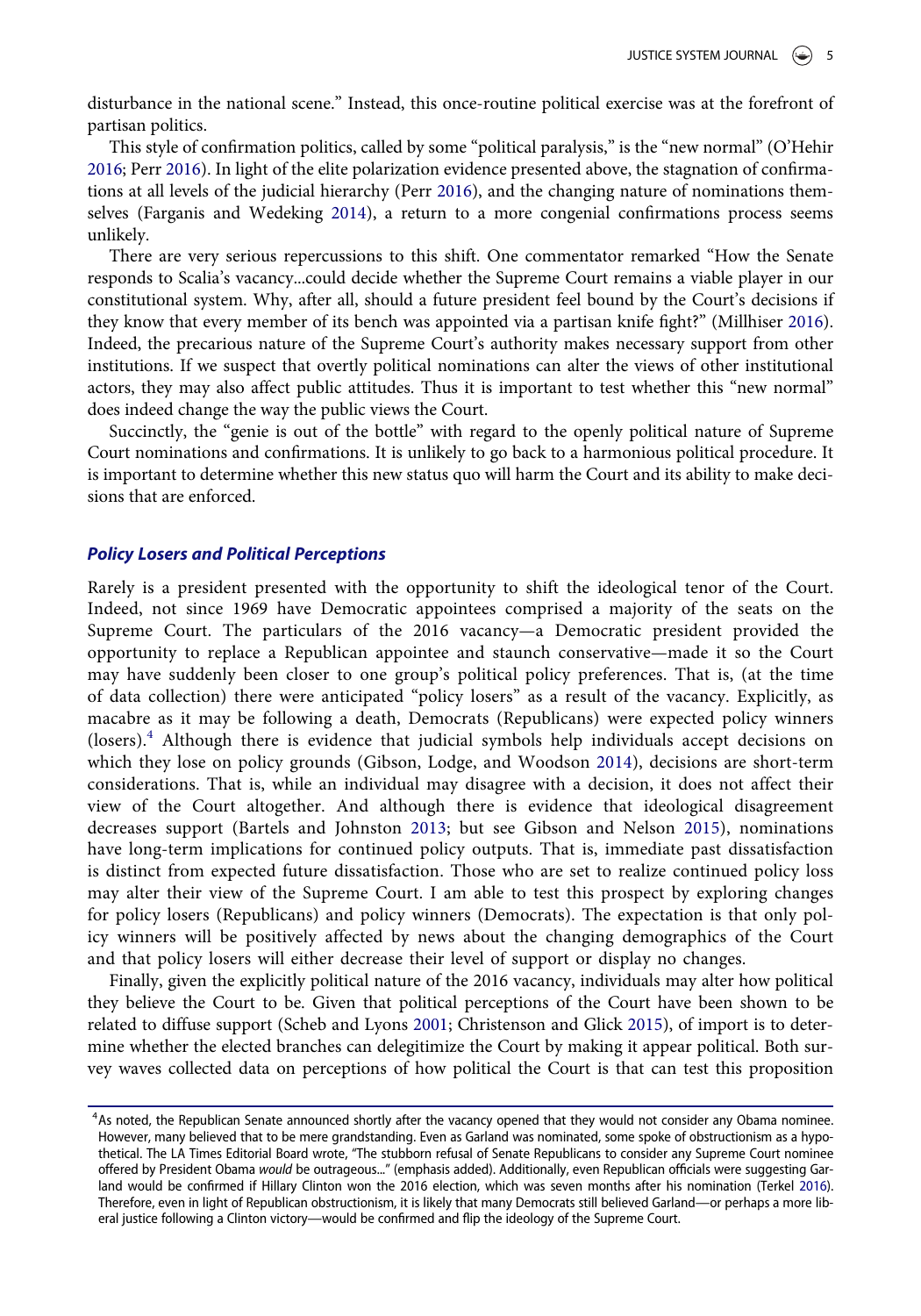disturbance in the national scene." Instead, this once-routine political exercise was at the forefront of partisan politics.

This style of confirmation politics, called by some "political paralysis," is the "new normal" (O'Hehir 2016; Perr 2016). In light of the elite polarization evidence presented above, the stagnation of confirmations at all levels of the judicial hierarchy (Perr 2016), and the changing nature of nominations themselves (Farganis and Wedeking 2014), a return to a more congenial confirmations process seems unlikely.

There are very serious repercussions to this shift. One commentator remarked "How the Senate responds to Scalia's vacancy...could decide whether the Supreme Court remains a viable player in our constitutional system. Why, after all, should a future president feel bound by the Court's decisions if they know that every member of its bench was appointed via a partisan knife fight?" (Millhiser 2016). Indeed, the precarious nature of the Supreme Court's authority makes necessary support from other institutions. If we suspect that overtly political nominations can alter the views of other institutional actors, they may also affect public attitudes. Thus it is important to test whether this "new normal" does indeed change the way the public views the Court.

Succinctly, the "genie is out of the bottle" with regard to the openly political nature of Supreme Court nominations and confirmations. It is unlikely to go back to a harmonious political procedure. It is important to determine whether this new status quo will harm the Court and its ability to make decisions that are enforced.

### *Policy Losers and Political Perceptions*

Rarely is a president presented with the opportunity to shift the ideological tenor of the Court. Indeed, not since 1969 have Democratic appointees comprised a majority of the seats on the Supreme Court. The particulars of the 2016 vacancy—a Democratic president provided the opportunity to replace a Republican appointee and staunch conservative—made it so the Court may have suddenly been closer to one group's political policy preferences. That is, (at the time of data collection) there were anticipated "policy losers" as a result of the vacancy. Explicitly, as macabre as it may be following a death, Democrats (Republicans) were expected policy winners (losers).[4] Although there is evidence that judicial symbols help individuals accept decisions on which they lose on policy grounds (Gibson, Lodge, and Woodson 2014), decisions are short-term considerations. That is, while an individual may disagree with a decision, it does not affect their view of the Court altogether. And although there is evidence that ideological disagreement decreases support (Bartels and Johnston 2013; but see Gibson and Nelson 2015), nominations have long-term implications for continued policy outputs. That is, immediate past dissatisfaction is distinct from expected future dissatisfaction. Those who are set to realize continued policy loss may alter their view of the Supreme Court. I am able to test this prospect by exploring changes for policy losers (Republicans) and policy winners (Democrats). The expectation is that only policy winners will be positively affected by news about the changing demographics of the Court and that policy losers will either decrease their level of support or display no changes.

Finally, given the explicitly political nature of the 2016 vacancy, individuals may alter how political they believe the Court to be. Given that political perceptions of the Court have been shown to be related to diffuse support (Scheb and Lyons 2001; Christenson and Glick 2015), of import is to determine whether the elected branches can delegitimize the Court by making it appear political. Both survey waves collected data on perceptions of how political the Court is that can test this proposition

[4] As noted, the Republican Senate announced shortly after the vacancy opened that they would not consider any Obama nominee. However, many believed that to be mere grandstanding. Even as Garland was nominated, some spoke of obstructionism as a hypothetical. The LA Times Editorial Board wrote, "The stubborn refusal of Senate Republicans to consider any Supreme Court nominee offered by President Obama *would* be outrageous..." (emphasis added). Additionally, even Republican officials were suggesting Garland would be confirmed if Hillary Clinton won the 2016 election, which was seven months after his nomination (Terkel 2016). Therefore, even in light of Republican obstructionism, it is likely that many Democrats still believed Garland—or perhaps a more liberal justice following a Clinton victory—would be confirmed and flip the ideology of the Supreme Court.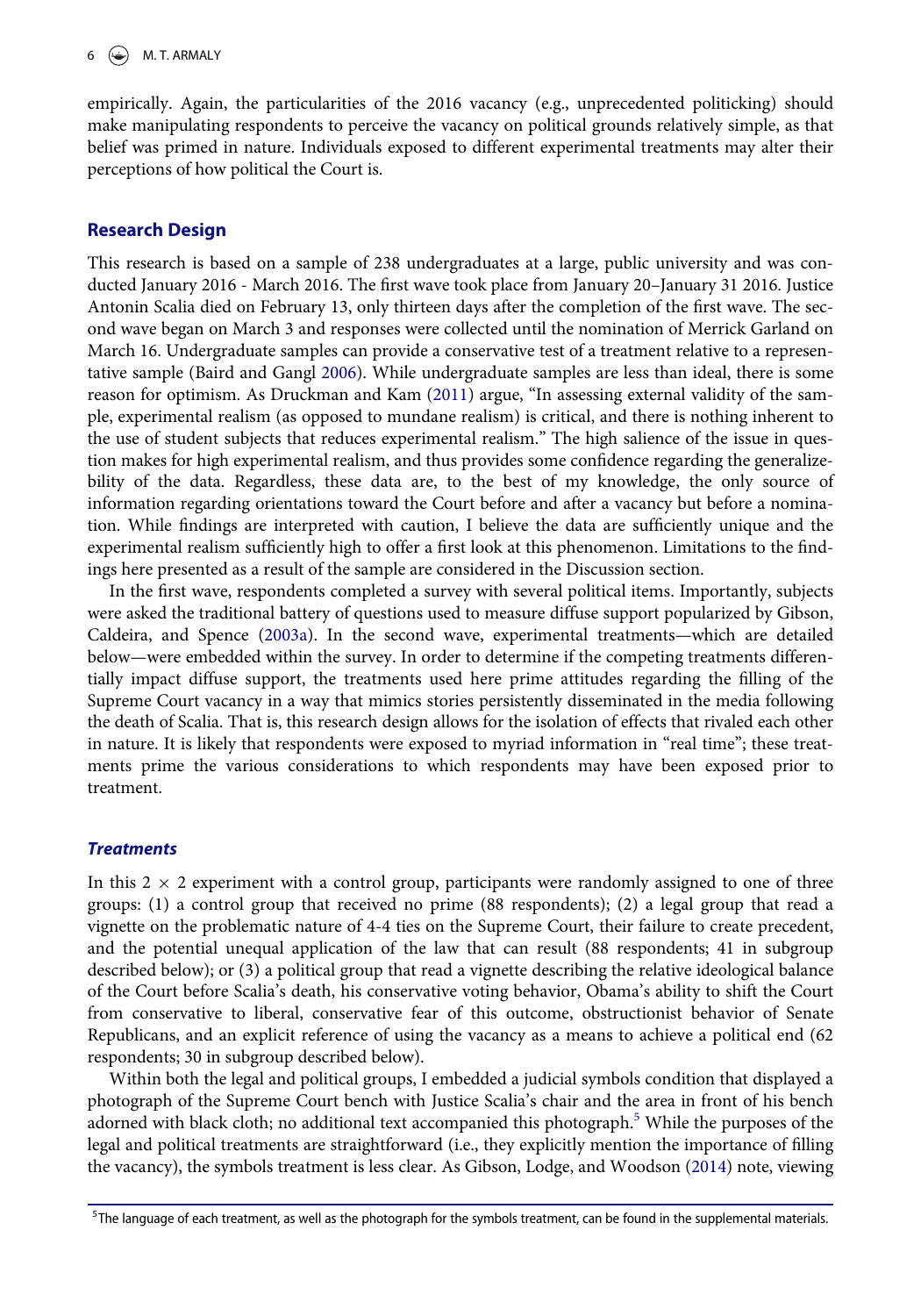empirically. Again, the particularities of the 2016 vacancy (e.g., unprecedented politicking) should make manipulating respondents to perceive the vacancy on political grounds relatively simple, as that belief was primed in nature. Individuals exposed to different experimental treatments may alter their perceptions of how political the Court is.

## Research Design

This research is based on a sample of 238 undergraduates at a large, public university and was conducted January 2016 - March 2016. The first wave took place from January 20–January 31 2016. Justice Antonin Scalia died on February 13, only thirteen days after the completion of the first wave. The second wave began on March 3 and responses were collected until the nomination of Merrick Garland on March 16. Undergraduate samples can provide a conservative test of a treatment relative to a representative sample (Baird and Gangl 2006). While undergraduate samples are less than ideal, there is some reason for optimism. As Druckman and Kam (2011) argue, "In assessing external validity of the sample, experimental realism (as opposed to mundane realism) is critical, and there is nothing inherent to the use of student subjects that reduces experimental realism." The high salience of the issue in question makes for high experimental realism, and thus provides some confidence regarding the generalizebility of the data. Regardless, these data are, to the best of my knowledge, the only source of information regarding orientations toward the Court before and after a vacancy but before a nomination. While findings are interpreted with caution, I believe the data are sufficiently unique and the experimental realism sufficiently high to offer a first look at this phenomenon. Limitations to the findings here presented as a result of the sample are considered in the Discussion section.

In the first wave, respondents completed a survey with several political items. Importantly, subjects were asked the traditional battery of questions used to measure diffuse support popularized by Gibson, Caldeira, and Spence (2003a). In the second wave, experimental treatments—which are detailed below—were embedded within the survey. In order to determine if the competing treatments differentially impact diffuse support, the treatments used here prime attitudes regarding the filling of the Supreme Court vacancy in a way that mimics stories persistently disseminated in the media following the death of Scalia. That is, this research design allows for the isolation of effects that rivaled each other in nature. It is likely that respondents were exposed to myriad information in "real time"; these treatments prime the various considerations to which respondents may have been exposed prior to treatment.

### *Treatments*

In this $2 \times 2$ experiment with a control group, participants were randomly assigned to one of three groups: (1) a control group that received no prime (88 respondents); (2) a legal group that read a vignette on the problematic nature of 4-4 ties on the Supreme Court, their failure to create precedent, and the potential unequal application of the law that can result (88 respondents; 41 in subgroup described below); or (3) a political group that read a vignette describing the relative ideological balance of the Court before Scalia's death, his conservative voting behavior, Obama's ability to shift the Court from conservative to liberal, conservative fear of this outcome, obstructionist behavior of Senate Republicans, and an explicit reference of using the vacancy as a means to achieve a political end (62 respondents; 30 in subgroup described below).

Within both the legal and political groups, I embedded a judicial symbols condition that displayed a photograph of the Supreme Court bench with Justice Scalia's chair and the area in front of his bench adorned with black cloth; no additional text accompanied this photograph.[5] While the purposes of the legal and political treatments are straightforward (i.e., they explicitly mention the importance of filling the vacancy), the symbols treatment is less clear. As Gibson, Lodge, and Woodson (2014) note, viewing

[5]The language of each treatment, as well as the photograph for the symbols treatment, can be found in the supplemental materials.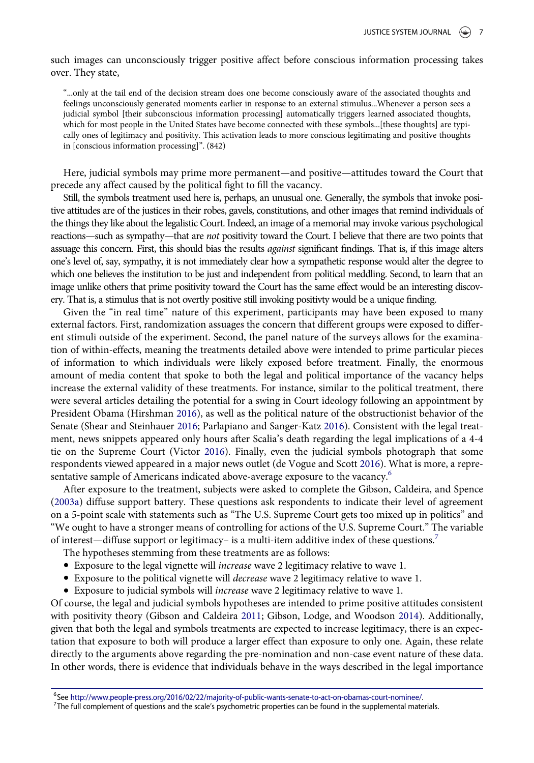such images can unconsciously trigger positive affect before conscious information processing takes over. They state,

> "...only at the tail end of the decision stream does one become consciously aware of the associated thoughts and feelings unconsciously generated moments earlier in response to an external stimulus...Whenever a person sees a judicial symbol [their subconscious information processing] automatically triggers learned associated thoughts, which for most people in the United States have become connected with these symbols...[these thoughts] are typically ones of legitimacy and positivity. This activation leads to more conscious legitimating and positive thoughts in [conscious information processing]". (842)

Here, judicial symbols may prime more permanent—and positive—attitudes toward the Court that precede any affect caused by the political fight to fill the vacancy.

Still, the symbols treatment used here is, perhaps, an unusual one. Generally, the symbols that invoke positive attitudes are of the justices in their robes, gavels, constitutions, and other images that remind individuals of the things they like about the legalistic Court. Indeed, an image of a memorial may invoke various psychological reactions—such as sympathy—that are *not* positivity toward the Court. I believe that there are two points that assuage this concern. First, this should bias the results *against* significant findings. That is, if this image alters one's level of, say, sympathy, it is not immediately clear how a sympathetic response would alter the degree to which one believes the institution to be just and independent from political meddling. Second, to learn that an image unlike others that prime positivity toward the Court has the same effect would be an interesting discovery. That is, a stimulus that is not overtly positive still invoking positivty would be a unique finding.

Given the "in real time" nature of this experiment, participants may have been exposed to many external factors. First, randomization assuages the concern that different groups were exposed to different stimuli outside of the experiment. Second, the panel nature of the surveys allows for the examination of within-effects, meaning the treatments detailed above were intended to prime particular pieces of information to which individuals were likely exposed before treatment. Finally, the enormous amount of media content that spoke to both the legal and political importance of the vacancy helps increase the external validity of these treatments. For instance, similar to the political treatment, there were several articles detailing the potential for a swing in Court ideology following an appointment by President Obama (Hirshman 2016), as well as the political nature of the obstructionist behavior of the Senate (Shear and Steinhauer 2016; Parlapiano and Sanger-Katz 2016). Consistent with the legal treatment, news snippets appeared only hours after Scalia's death regarding the legal implications of a 4-4 tie on the Supreme Court (Victor 2016). Finally, even the judicial symbols photograph that some respondents viewed appeared in a major news outlet (de Vogue and Scott 2016). What is more, a representative sample of Americans indicated above-average exposure to the vacancy.[6]

After exposure to the treatment, subjects were asked to complete the Gibson, Caldeira, and Spence (2003a) diffuse support battery. These questions ask respondents to indicate their level of agreement on a 5-point scale with statements such as "The U.S. Supreme Court gets too mixed up in politics" and "We ought to have a stronger means of controlling for actions of the U.S. Supreme Court." The variable of interest—diffuse support or legitimacy– is a multi-item additive index of these questions.[7]

The hypotheses stemming from these treatments are as follows:

- Exposure to the legal vignette will *increase* wave 2 legitimacy relative to wave 1.
- Exposure to the political vignette will *decrease* wave 2 legitimacy relative to wave 1.
- Exposure to judicial symbols will *increase* wave 2 legitimacy relative to wave 1.

Of course, the legal and judicial symbols hypotheses are intended to prime positive attitudes consistent with positivity theory (Gibson and Caldeira 2011; Gibson, Lodge, and Woodson 2014). Additionally, given that both the legal and symbols treatments are expected to increase legitimacy, there is an expectation that exposure to both will produce a larger effect than exposure to only one. Again, these relate directly to the arguments above regarding the pre-nomination and non-case event nature of these data. In other words, there is evidence that individuals behave in the ways described in the legal importance

[6] See http://www.people-press.org/2016/02/22/majority-of-public-wants-senate-to-act-on-obamas-court-nominee/.

[7] The full complement of questions and the scale's psychometric properties can be found in the supplemental materials.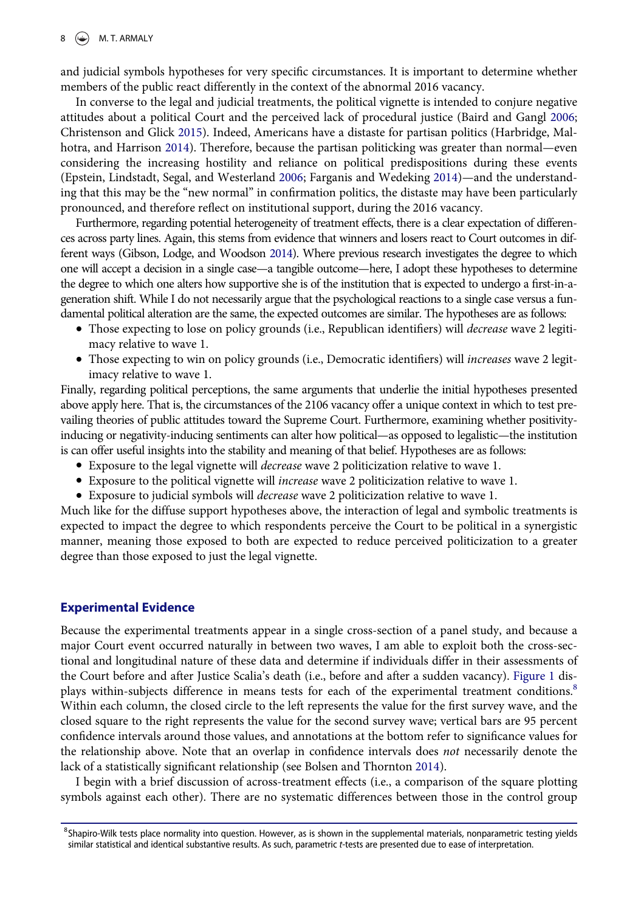and judicial symbols hypotheses for very specific circumstances. It is important to determine whether members of the public react differently in the context of the abnormal 2016 vacancy.

In converse to the legal and judicial treatments, the political vignette is intended to conjure negative attitudes about a political Court and the perceived lack of procedural justice (Baird and Gangl 2006; Christenson and Glick 2015). Indeed, Americans have a distaste for partisan politics (Harbridge, Malhotra, and Harrison 2014). Therefore, because the partisan politicking was greater than normal—even considering the increasing hostility and reliance on political predispositions during these events (Epstein, Lindstadt, Segal, and Westerland 2006; Farganis and Wedeking 2014)—and the understanding that this may be the "new normal" in confirmation politics, the distaste may have been particularly pronounced, and therefore reflect on institutional support, during the 2016 vacancy.

Furthermore, regarding potential heterogeneity of treatment effects, there is a clear expectation of differences across party lines. Again, this stems from evidence that winners and losers react to Court outcomes in different ways (Gibson, Lodge, and Woodson 2014). Where previous research investigates the degree to which one will accept a decision in a single case—a tangible outcome—here, I adopt these hypotheses to determine the degree to which one alters how supportive she is of the institution that is expected to undergo a first-in-a-generation shift. While I do not necessarily argue that the psychological reactions to a single case versus a fundamental political alteration are the same, the expected outcomes are similar. The hypotheses are as follows:

- Those expecting to lose on policy grounds (i.e., Republican identifiers) will *decrease* wave 2 legitimacy relative to wave 1.
- Those expecting to win on policy grounds (i.e., Democratic identifiers) will *increases* wave 2 legitimacy relative to wave 1.

Finally, regarding political perceptions, the same arguments that underlie the initial hypotheses presented above apply here. That is, the circumstances of the 2106 vacancy offer a unique context in which to test prevailing theories of public attitudes toward the Supreme Court. Furthermore, examining whether positivity-inducing or negativity-inducing sentiments can alter how political—as opposed to legalistic—the institution is can offer useful insights into the stability and meaning of that belief. Hypotheses are as follows:

- Exposure to the legal vignette will *decrease* wave 2 politicization relative to wave 1.
- Exposure to the political vignette will *increase* wave 2 politicization relative to wave 1.
- Exposure to judicial symbols will *decrease* wave 2 politicization relative to wave 1.

Much like for the diffuse support hypotheses above, the interaction of legal and symbolic treatments is expected to impact the degree to which respondents perceive the Court to be political in a synergistic manner, meaning those exposed to both are expected to reduce perceived politicization to a greater degree than those exposed to just the legal vignette.

## Experimental Evidence

Because the experimental treatments appear in a single cross-section of a panel study, and because a major Court event occurred naturally in between two waves, I am able to exploit both the cross-sectional and longitudinal nature of these data and determine if individuals differ in their assessments of the Court before and after Justice Scalia's death (i.e., before and after a sudden vacancy). Figure 1 displays within-subjects difference in means tests for each of the experimental treatment conditions.[8] Within each column, the closed circle to the left represents the value for the first survey wave, and the closed square to the right represents the value for the second survey wave; vertical bars are 95 percent confidence intervals around those values, and annotations at the bottom refer to significance values for the relationship above. Note that an overlap in confidence intervals does *not* necessarily denote the lack of a statistically significant relationship (see Bolsen and Thornton 2014).

I begin with a brief discussion of across-treatment effects (i.e., a comparison of the square plotting symbols against each other). There are no systematic differences between those in the control group

[8] Shapiro-Wilk tests place normality into question. However, as is shown in the supplemental materials, nonparametric testing yields similar statistical and identical substantive results. As such, parametric *t*-tests are presented due to ease of interpretation.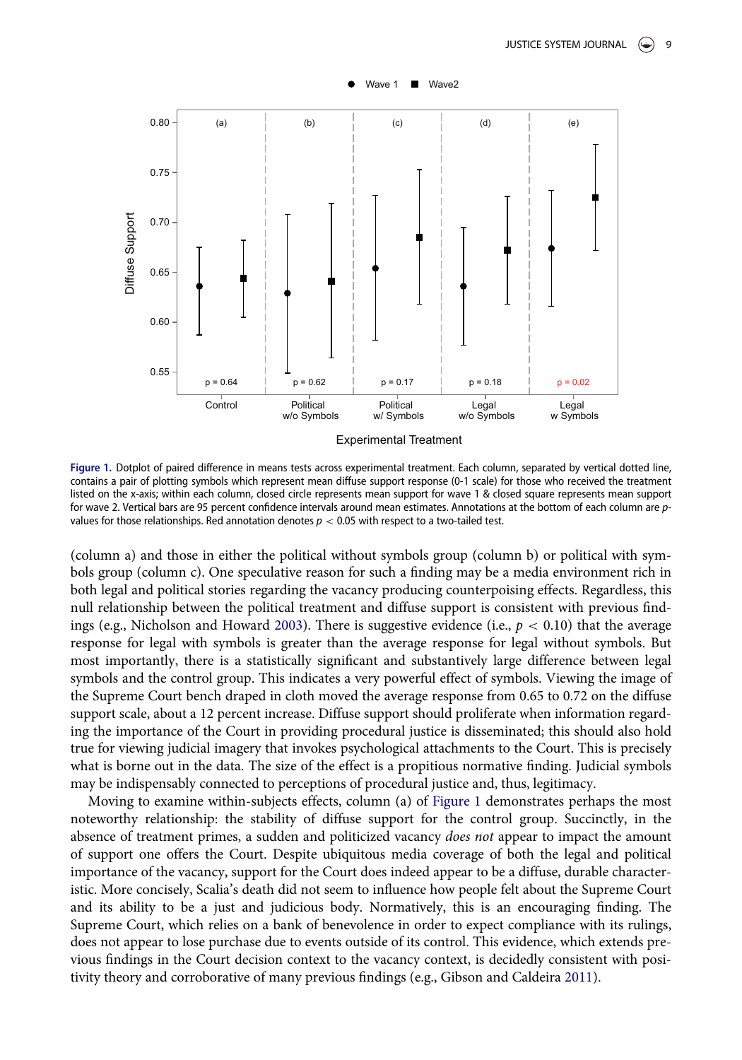Wave 1 Wave2

Diffuse Support

0.80
0.75
0.70
0.65
0.60
0.55

(a) (b) (c) (d) (e)

p = 0.64
p = 0.62
p = 0.17
p = 0.18
p = 0.02

Control
Political w/o Symbols
Political w/ Symbols
Legal w/o Symbols
Legal w Symbols

Experimental Treatment

**Figure 1.** Dotplot of paired difference in means tests across experimental treatment. Each column, separated by vertical dotted line, contains a pair of plotting symbols which represent mean diffuse support response (0-1 scale) for those who received the treatment listed on the x-axis; within each column, closed circle represents mean support for wave 1 & closed square represents mean support for wave 2. Vertical bars are 95 percent confidence intervals around mean estimates. Annotations at the bottom of each column are *p*-values for those relationships. Red annotation denotes $p < 0.05$ with respect to a two-tailed test.

(column a) and those in either the political without symbols group (column b) or political with symbols group (column c). One speculative reason for such a finding may be a media environment rich in both legal and political stories regarding the vacancy producing counterpoising effects. Regardless, this null relationship between the political treatment and diffuse support is consistent with previous findings (e.g., Nicholson and Howard 2003). There is suggestive evidence (i.e., $p < 0.10$) that the average response for legal with symbols is greater than the average response for legal without symbols. But most importantly, there is a statistically significant and substantively large difference between legal symbols and the control group. This indicates a very powerful effect of symbols. Viewing the image of the Supreme Court bench draped in cloth moved the average response from 0.65 to 0.72 on the diffuse support scale, about a 12 percent increase. Diffuse support should proliferate when information regarding the importance of the Court in providing procedural justice is disseminated; this should also hold true for viewing judicial imagery that invokes psychological attachments to the Court. This is precisely what is borne out in the data. The size of the effect is a propitious normative finding. Judicial symbols may be indispensably connected to perceptions of procedural justice and, thus, legitimacy.

Moving to examine within-subjects effects, column (a) of Figure 1 demonstrates perhaps the most noteworthy relationship: the stability of diffuse support for the control group. Succinctly, in the absence of treatment primes, a sudden and politicized vacancy *does not* appear to impact the amount of support one offers the Court. Despite ubiquitous media coverage of both the legal and political importance of the vacancy, support for the Court does indeed appear to be a diffuse, durable characteristic. More concisely, Scalia's death did not seem to influence how people felt about the Supreme Court and its ability to be a just and judicious body. Normatively, this is an encouraging finding. The Supreme Court, which relies on a bank of benevolence in order to expect compliance with its rulings, does not appear to lose purchase due to events outside of its control. This evidence, which extends previous findings in the Court decision context to the vacancy context, is decidedly consistent with positivity theory and corroborative of many previous findings (e.g., Gibson and Caldeira 2011).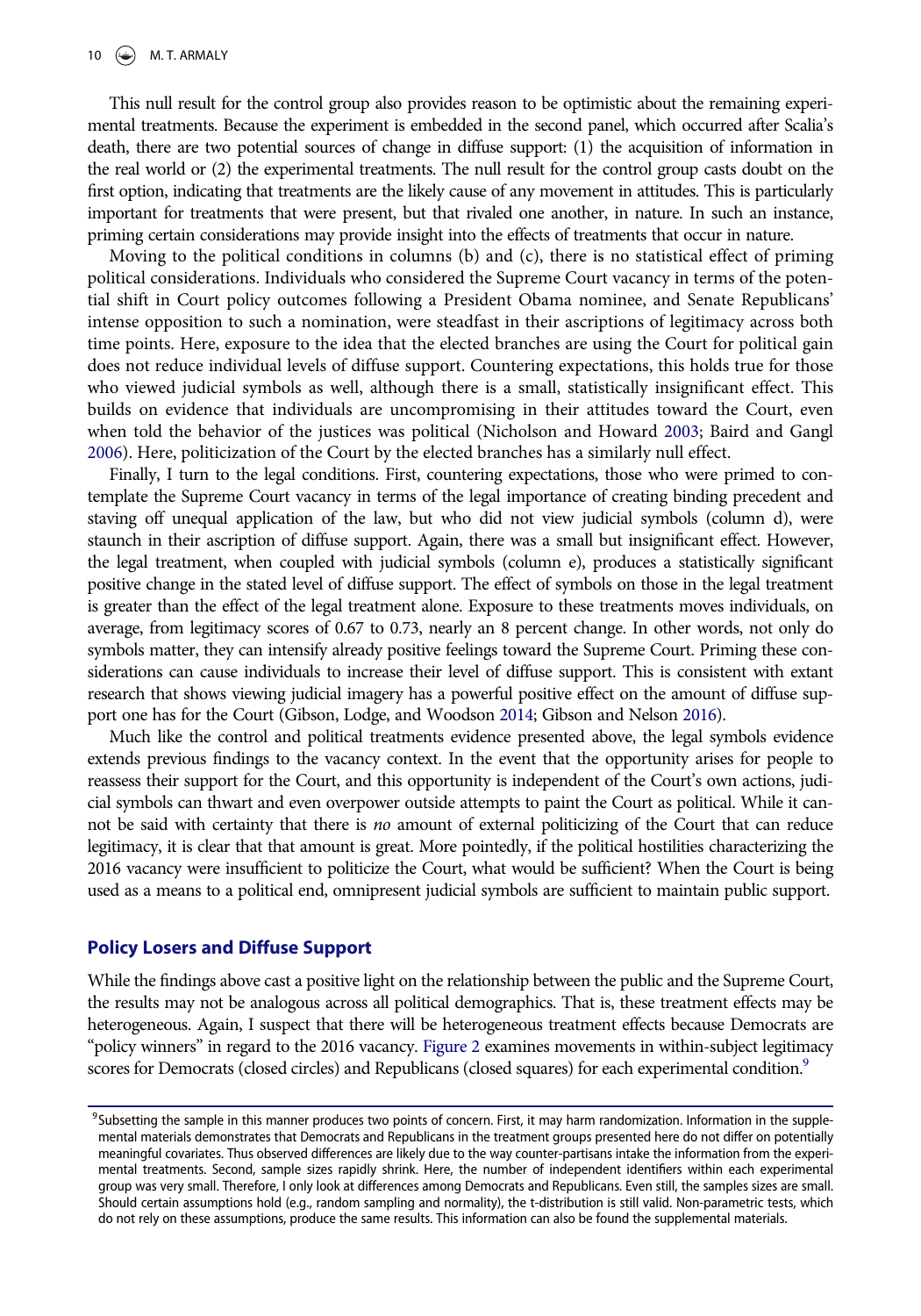This null result for the control group also provides reason to be optimistic about the remaining experimental treatments. Because the experiment is embedded in the second panel, which occurred after Scalia's death, there are two potential sources of change in diffuse support: (1) the acquisition of information in the real world or (2) the experimental treatments. The null result for the control group casts doubt on the first option, indicating that treatments are the likely cause of any movement in attitudes. This is particularly important for treatments that were present, but that rivaled one another, in nature. In such an instance, priming certain considerations may provide insight into the effects of treatments that occur in nature.

Moving to the political conditions in columns (b) and (c), there is no statistical effect of priming political considerations. Individuals who considered the Supreme Court vacancy in terms of the potential shift in Court policy outcomes following a President Obama nominee, and Senate Republicans' intense opposition to such a nomination, were steadfast in their ascriptions of legitimacy across both time points. Here, exposure to the idea that the elected branches are using the Court for political gain does not reduce individual levels of diffuse support. Countering expectations, this holds true for those who viewed judicial symbols as well, although there is a small, statistically insignificant effect. This builds on evidence that individuals are uncompromising in their attitudes toward the Court, even when told the behavior of the justices was political (Nicholson and Howard 2003; Baird and Gangl 2006). Here, politicization of the Court by the elected branches has a similarly null effect.

Finally, I turn to the legal conditions. First, countering expectations, those who were primed to contemplate the Supreme Court vacancy in terms of the legal importance of creating binding precedent and staving off unequal application of the law, but who did not view judicial symbols (column d), were staunch in their ascription of diffuse support. Again, there was a small but insignificant effect. However, the legal treatment, when coupled with judicial symbols (column e), produces a statistically significant positive change in the stated level of diffuse support. The effect of symbols on those in the legal treatment is greater than the effect of the legal treatment alone. Exposure to these treatments moves individuals, on average, from legitimacy scores of 0.67 to 0.73, nearly an 8 percent change. In other words, not only do symbols matter, they can intensify already positive feelings toward the Supreme Court. Priming these considerations can cause individuals to increase their level of diffuse support. This is consistent with extant research that shows viewing judicial imagery has a powerful positive effect on the amount of diffuse support one has for the Court (Gibson, Lodge, and Woodson 2014; Gibson and Nelson 2016).

Much like the control and political treatments evidence presented above, the legal symbols evidence extends previous findings to the vacancy context. In the event that the opportunity arises for people to reassess their support for the Court, and this opportunity is independent of the Court's own actions, judicial symbols can thwart and even overpower outside attempts to paint the Court as political. While it cannot be said with certainty that there is *no* amount of external politicizing of the Court that can reduce legitimacy, it is clear that that amount is great. More pointedly, if the political hostilities characterizing the 2016 vacancy were insufficient to politicize the Court, what would be sufficient? When the Court is being used as a means to a political end, omnipresent judicial symbols are sufficient to maintain public support.

## Policy Losers and Diffuse Support

While the findings above cast a positive light on the relationship between the public and the Supreme Court, the results may not be analogous across all political demographics. That is, these treatment effects may be heterogeneous. Again, I suspect that there will be heterogeneous treatment effects because Democrats are "policy winners" in regard to the 2016 vacancy. Figure 2 examines movements in within-subject legitimacy scores for Democrats (closed circles) and Republicans (closed squares) for each experimental condition.[9]

[9] Subsetting the sample in this manner produces two points of concern. First, it may harm randomization. Information in the supplemental materials demonstrates that Democrats and Republicans in the treatment groups presented here do not differ on potentially meaningful covariates. Thus observed differences are likely due to the way counter-partisans intake the information from the experimental treatments. Second, sample sizes rapidly shrink. Here, the number of independent identifiers within each experimental group was very small. Therefore, I only look at differences among Democrats and Republicans. Even still, the samples sizes are small. Should certain assumptions hold (e.g., random sampling and normality), the t-distribution is still valid. Non-parametric tests, which do not rely on these assumptions, produce the same results. This information can also be found the supplemental materials.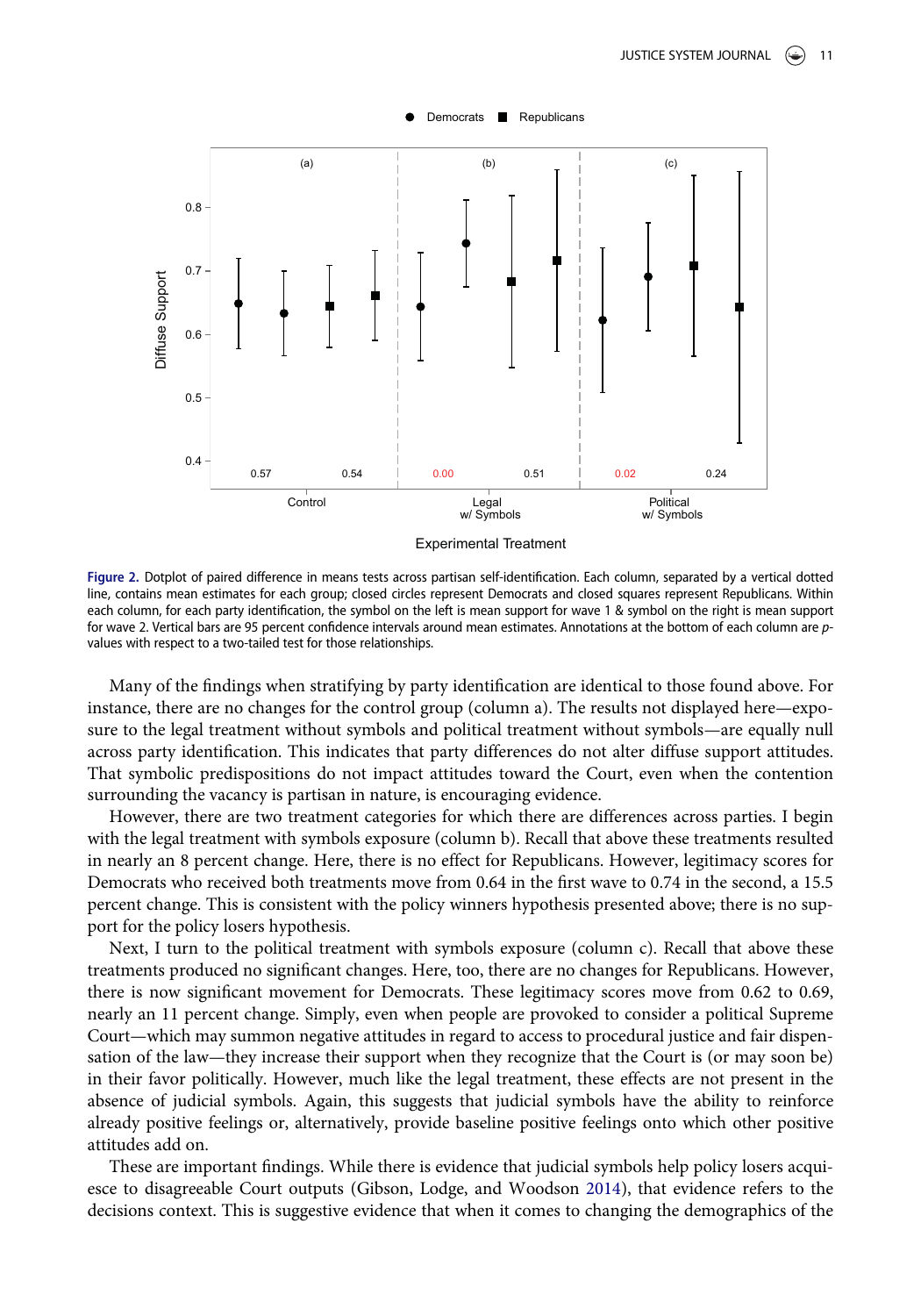Democrats Republicans

(a) (b) (c)

Diffuse Support

0.8
0.7
0.6
0.5
0.4

0.57 0.54 0.00 0.51 0.02 0.24

Control

Legal w/ Symbols

Political w/ Symbols

Experimental Treatment

**Figure 2.** Dotplot of paired difference in means tests across partisan self-identification. Each column, separated by a vertical dotted line, contains mean estimates for each group; closed circles represent Democrats and closed squares represent Republicans. Within each column, for each party identification, the symbol on the left is mean support for wave 1 & symbol on the right is mean support for wave 2. Vertical bars are 95 percent confidence intervals around mean estimates. Annotations at the bottom of each column are *p*-values with respect to a two-tailed test for those relationships.

Many of the findings when stratifying by party identification are identical to those found above. For instance, there are no changes for the control group (column a). The results not displayed here—exposure to the legal treatment without symbols and political treatment without symbols—are equally null across party identification. This indicates that party differences do not alter diffuse support attitudes. That symbolic predispositions do not impact attitudes toward the Court, even when the contention surrounding the vacancy is partisan in nature, is encouraging evidence.

However, there are two treatment categories for which there are differences across parties. I begin with the legal treatment with symbols exposure (column b). Recall that above these treatments resulted in nearly an 8 percent change. Here, there is no effect for Republicans. However, legitimacy scores for Democrats who received both treatments move from 0.64 in the first wave to 0.74 in the second, a 15.5 percent change. This is consistent with the policy winners hypothesis presented above; there is no support for the policy losers hypothesis.

Next, I turn to the political treatment with symbols exposure (column c). Recall that above these treatments produced no significant changes. Here, too, there are no changes for Republicans. However, there is now significant movement for Democrats. These legitimacy scores move from 0.62 to 0.69, nearly an 11 percent change. Simply, even when people are provoked to consider a political Supreme Court—which may summon negative attitudes in regard to access to procedural justice and fair dispensation of the law—they increase their support when they recognize that the Court is (or may soon be) in their favor politically. However, much like the legal treatment, these effects are not present in the absence of judicial symbols. Again, this suggests that judicial symbols have the ability to reinforce already positive feelings or, alternatively, provide baseline positive feelings onto which other positive attitudes add on.

These are important findings. While there is evidence that judicial symbols help policy losers acquiesce to disagreeable Court outputs (Gibson, Lodge, and Woodson 2014), that evidence refers to the decisions context. This is suggestive evidence that when it comes to changing the demographics of the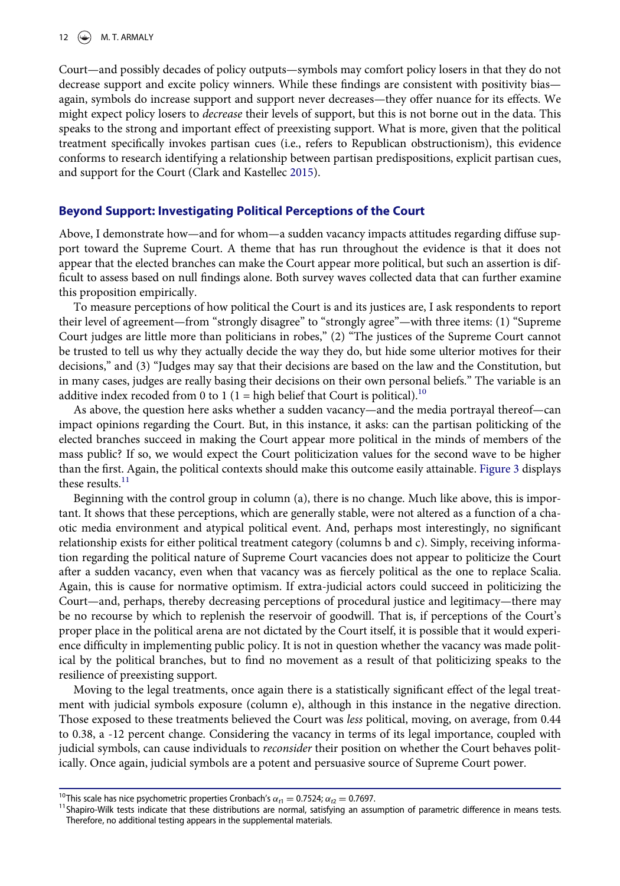Court—and possibly decades of policy outputs—symbols may comfort policy losers in that they do not decrease support and excite policy winners. While these findings are consistent with positivity bias—again, symbols do increase support and support never decreases—they offer nuance for its effects. We might expect policy losers to *decrease* their levels of support, but this is not borne out in the data. This speaks to the strong and important effect of preexisting support. What is more, given that the political treatment specifically invokes partisan cues (i.e., refers to Republican obstructionism), this evidence conforms to research identifying a relationship between partisan predispositions, explicit partisan cues, and support for the Court (Clark and Kastellec 2015).

## Beyond Support: Investigating Political Perceptions of the Court

Above, I demonstrate how—and for whom—a sudden vacancy impacts attitudes regarding diffuse support toward the Supreme Court. A theme that has run throughout the evidence is that it does not appear that the elected branches can make the Court appear more political, but such an assertion is difficult to assess based on null findings alone. Both survey waves collected data that can further examine this proposition empirically.

To measure perceptions of how political the Court is and its justices are, I ask respondents to report their level of agreement—from "strongly disagree" to "strongly agree"—with three items: (1) "Supreme Court judges are little more than politicians in robes," (2) "The justices of the Supreme Court cannot be trusted to tell us why they actually decide the way they do, but hide some ulterior motives for their decisions," and (3) "Judges may say that their decisions are based on the law and the Constitution, but in many cases, judges are really basing their decisions on their own personal beliefs." The variable is an additive index recoded from 0 to 1 (1 = high belief that Court is political).[10]

As above, the question here asks whether a sudden vacancy—and the media portrayal thereof—can impact opinions regarding the Court. But, in this instance, it asks: can the partisan politicking of the elected branches succeed in making the Court appear more political in the minds of members of the mass public? If so, we would expect the Court politicization values for the second wave to be higher than the first. Again, the political contexts should make this outcome easily attainable. Figure 3 displays these results.[11]

Beginning with the control group in column (a), there is no change. Much like above, this is important. It shows that these perceptions, which are generally stable, were not altered as a function of a chaotic media environment and atypical political event. And, perhaps most interestingly, no significant relationship exists for either political treatment category (columns b and c). Simply, receiving information regarding the political nature of Supreme Court vacancies does not appear to politicize the Court after a sudden vacancy, even when that vacancy was as fiercely political as the one to replace Scalia. Again, this is cause for normative optimism. If extra-judicial actors could succeed in politicizing the Court—and, perhaps, thereby decreasing perceptions of procedural justice and legitimacy—there may be no recourse by which to replenish the reservoir of goodwill. That is, if perceptions of the Court's proper place in the political arena are not dictated by the Court itself, it is possible that it would experience difficulty in implementing public policy. It is not in question whether the vacancy was made political by the political branches, but to find no movement as a result of that politicizing speaks to the resilience of preexisting support.

Moving to the legal treatments, once again there is a statistically significant effect of the legal treatment with judicial symbols exposure (column e), although in this instance in the negative direction. Those exposed to these treatments believed the Court was *less* political, moving, on average, from 0.44 to 0.38, a -12 percent change. Considering the vacancy in terms of its legal importance, coupled with judicial symbols, can cause individuals to *reconsider* their position on whether the Court behaves politically. Once again, judicial symbols are a potent and persuasive source of Supreme Court power.

[10] This scale has nice psychometric properties Cronbach's $\alpha_{t1} = 0.7524$; $\alpha_{t2} = 0.7697$.

[11] Shapiro-Wilk tests indicate that these distributions are normal, satisfying an assumption of parametric difference in means tests. Therefore, no additional testing appears in the supplemental materials.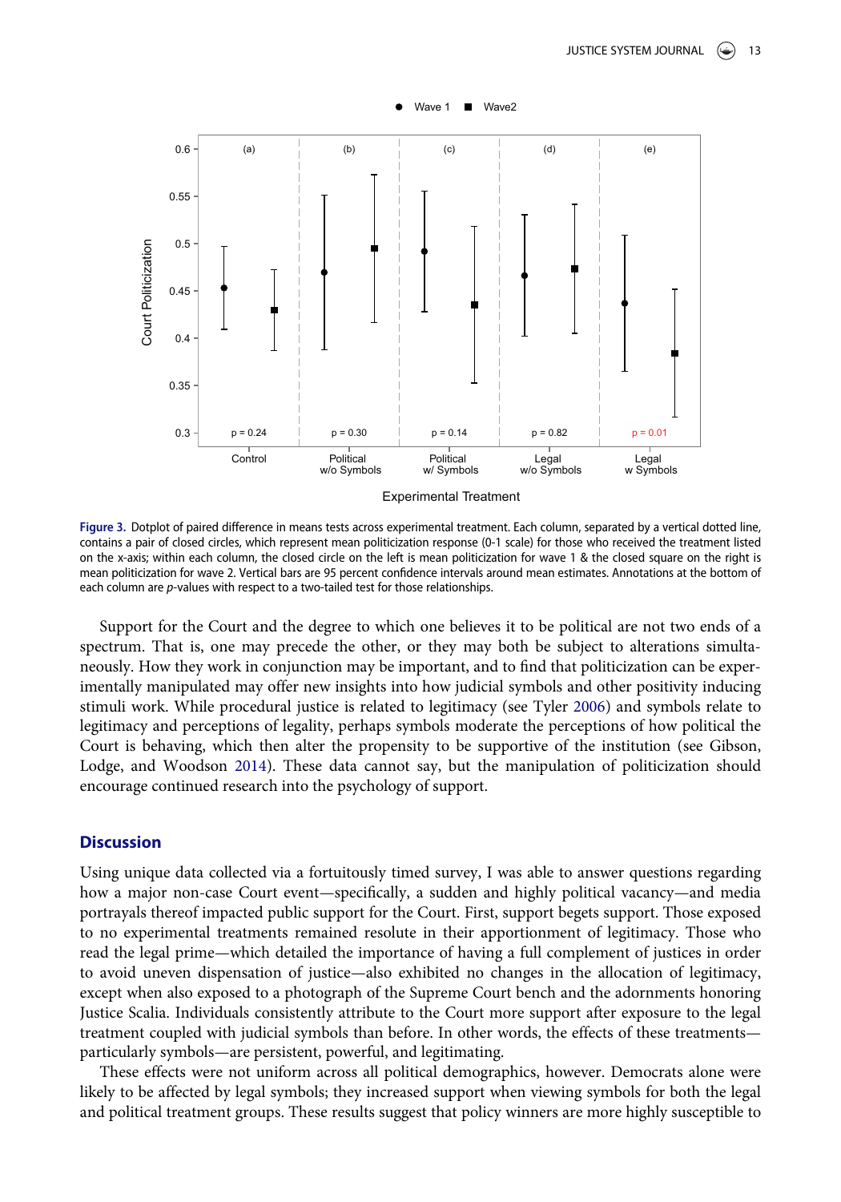● Wave 1 ■ Wave2

Court Politicization

0.6
0.55
0.5
0.45
0.4
0.35
0.3

(a) (b) (c) (d) (e)

p = 0.24
p = 0.30
p = 0.14
p = 0.82
p = 0.01

Control
Political w/o Symbols
Political w/ Symbols
Legal w/o Symbols
Legal w Symbols

Experimental Treatment

**Figure 3.** Dotplot of paired difference in means tests across experimental treatment. Each column, separated by a vertical dotted line, contains a pair of closed circles, which represent mean politicization response (0-1 scale) for those who received the treatment listed on the x-axis; within each column, the closed circle on the left is mean politicization for wave 1 & the closed square on the right is mean politicization for wave 2. Vertical bars are 95 percent confidence intervals around mean estimates. Annotations at the bottom of each column are *p*-values with respect to a two-tailed test for those relationships.

Support for the Court and the degree to which one believes it to be political are not two ends of a spectrum. That is, one may precede the other, or they may both be subject to alterations simultaneously. How they work in conjunction may be important, and to find that politicization can be experimentally manipulated may offer new insights into how judicial symbols and other positivity inducing stimuli work. While procedural justice is related to legitimacy (see Tyler 2006) and symbols relate to legitimacy and perceptions of legality, perhaps symbols moderate the perceptions of how political the Court is behaving, which then alter the propensity to be supportive of the institution (see Gibson, Lodge, and Woodson 2014). These data cannot say, but the manipulation of politicization should encourage continued research into the psychology of support.

## Discussion

Using unique data collected via a fortuitously timed survey, I was able to answer questions regarding how a major non-case Court event—specifically, a sudden and highly political vacancy—and media portrayals thereof impacted public support for the Court. First, support begets support. Those exposed to no experimental treatments remained resolute in their apportionment of legitimacy. Those who read the legal prime—which detailed the importance of having a full complement of justices in order to avoid uneven dispensation of justice—also exhibited no changes in the allocation of legitimacy, except when also exposed to a photograph of the Supreme Court bench and the adornments honoring Justice Scalia. Individuals consistently attribute to the Court more support after exposure to the legal treatment coupled with judicial symbols than before. In other words, the effects of these treatments—particularly symbols—are persistent, powerful, and legitimating.

These effects were not uniform across all political demographics, however. Democrats alone were likely to be affected by legal symbols; they increased support when viewing symbols for both the legal and political treatment groups. These results suggest that policy winners are more highly susceptible to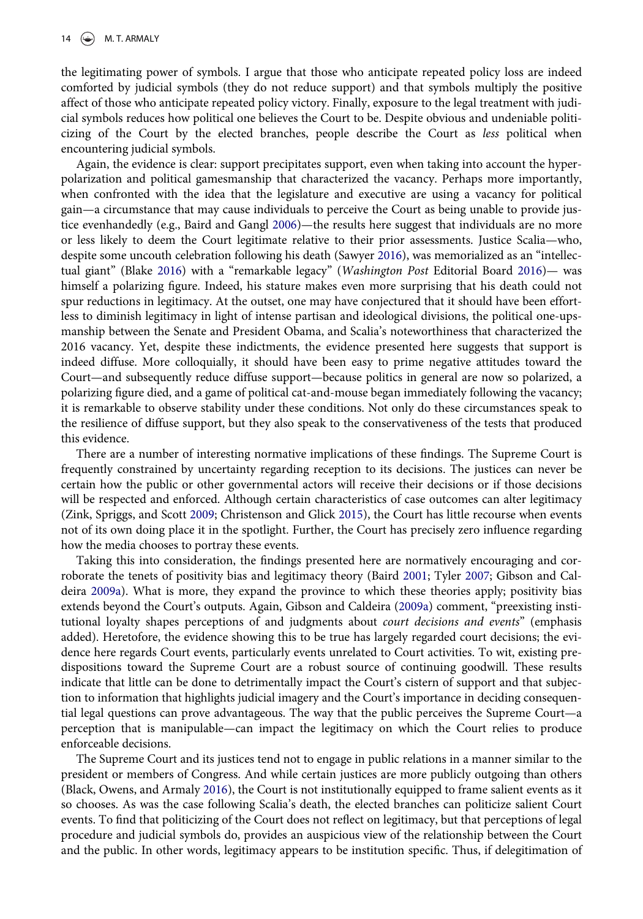the legitimating power of symbols. I argue that those who anticipate repeated policy loss are indeed comforted by judicial symbols (they do not reduce support) and that symbols multiply the positive affect of those who anticipate repeated policy victory. Finally, exposure to the legal treatment with judicial symbols reduces how political one believes the Court to be. Despite obvious and undeniable politicizing of the Court by the elected branches, people describe the Court as *less* political when encountering judicial symbols.

Again, the evidence is clear: support precipitates support, even when taking into account the hyper-polarization and political gamesmanship that characterized the vacancy. Perhaps more importantly, when confronted with the idea that the legislature and executive are using a vacancy for political gain—a circumstance that may cause individuals to perceive the Court as being unable to provide justice evenhandedly (e.g., Baird and Gangl 2006)—the results here suggest that individuals are no more or less likely to deem the Court legitimate relative to their prior assessments. Justice Scalia—who, despite some uncouth celebration following his death (Sawyer 2016), was memorialized as an "intellectual giant" (Blake 2016) with a "remarkable legacy" (*Washington Post* Editorial Board 2016)— was himself a polarizing figure. Indeed, his stature makes even more surprising that his death could not spur reductions in legitimacy. At the outset, one may have conjectured that it should have been effortless to diminish legitimacy in light of intense partisan and ideological divisions, the political one-upsmanship between the Senate and President Obama, and Scalia's noteworthiness that characterized the 2016 vacancy. Yet, despite these indictments, the evidence presented here suggests that support is indeed diffuse. More colloquially, it should have been easy to prime negative attitudes toward the Court—and subsequently reduce diffuse support—because politics in general are now so polarized, a polarizing figure died, and a game of political cat-and-mouse began immediately following the vacancy; it is remarkable to observe stability under these conditions. Not only do these circumstances speak to the resilience of diffuse support, but they also speak to the conservativeness of the tests that produced this evidence.

There are a number of interesting normative implications of these findings. The Supreme Court is frequently constrained by uncertainty regarding reception to its decisions. The justices can never be certain how the public or other governmental actors will receive their decisions or if those decisions will be respected and enforced. Although certain characteristics of case outcomes can alter legitimacy (Zink, Spriggs, and Scott 2009; Christenson and Glick 2015), the Court has little recourse when events not of its own doing place it in the spotlight. Further, the Court has precisely zero influence regarding how the media chooses to portray these events.

Taking this into consideration, the findings presented here are normatively encouraging and corroborate the tenets of positivity bias and legitimacy theory (Baird 2001; Tyler 2007; Gibson and Caldeira 2009a). What is more, they expand the province to which these theories apply; positivity bias extends beyond the Court's outputs. Again, Gibson and Caldeira (2009a) comment, "preexisting institutional loyalty shapes perceptions of and judgments about *court decisions and events*" (emphasis added). Heretofore, the evidence showing this to be true has largely regarded court decisions; the evidence here regards Court events, particularly events unrelated to Court activities. To wit, existing predispositions toward the Supreme Court are a robust source of continuing goodwill. These results indicate that little can be done to detrimentally impact the Court's cistern of support and that subjection to information that highlights judicial imagery and the Court's importance in deciding consequential legal questions can prove advantageous. The way that the public perceives the Supreme Court—a perception that is manipulable—can impact the legitimacy on which the Court relies to produce enforceable decisions.

The Supreme Court and its justices tend not to engage in public relations in a manner similar to the president or members of Congress. And while certain justices are more publicly outgoing than others (Black, Owens, and Armaly 2016), the Court is not institutionally equipped to frame salient events as it so chooses. As was the case following Scalia's death, the elected branches can politicize salient Court events. To find that politicizing of the Court does not reflect on legitimacy, but that perceptions of legal procedure and judicial symbols do, provides an auspicious view of the relationship between the Court and the public. In other words, legitimacy appears to be institution specific. Thus, if delegitimation of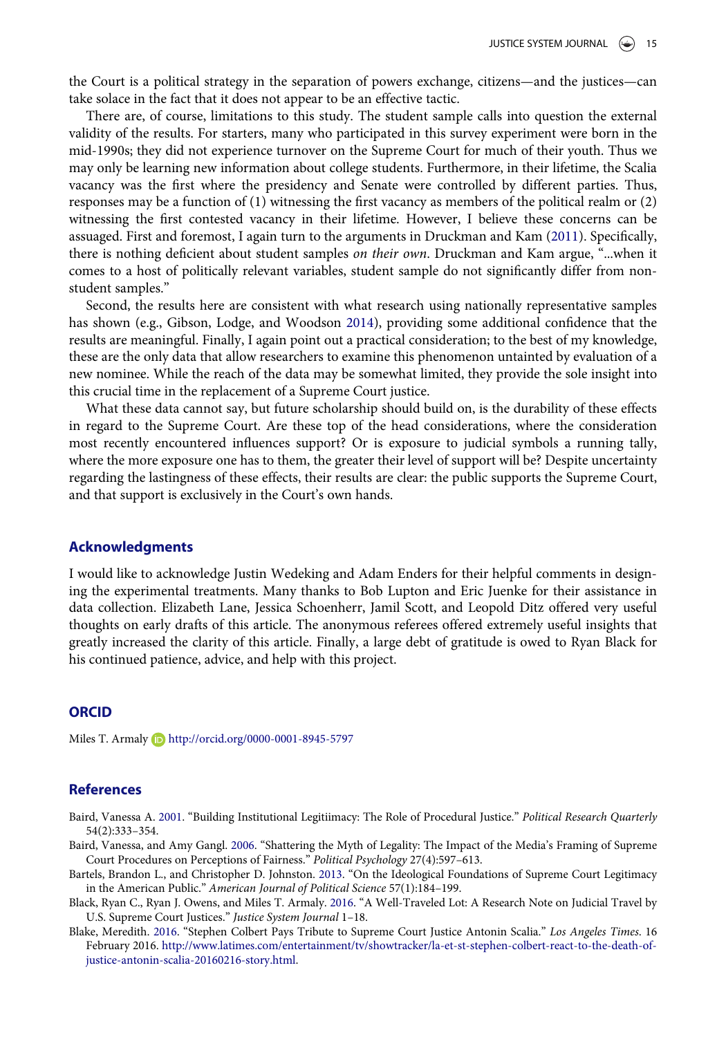the Court is a political strategy in the separation of powers exchange, citizens—and the justices—can take solace in the fact that it does not appear to be an effective tactic.

There are, of course, limitations to this study. The student sample calls into question the external validity of the results. For starters, many who participated in this survey experiment were born in the mid-1990s; they did not experience turnover on the Supreme Court for much of their youth. Thus we may only be learning new information about college students. Furthermore, in their lifetime, the Scalia vacancy was the first where the presidency and Senate were controlled by different parties. Thus, responses may be a function of (1) witnessing the first vacancy as members of the political realm or (2) witnessing the first contested vacancy in their lifetime. However, I believe these concerns can be assuaged. First and foremost, I again turn to the arguments in Druckman and Kam (2011). Specifically, there is nothing deficient about student samples *on their own*. Druckman and Kam argue, "…when it comes to a host of politically relevant variables, student sample do not significantly differ from non-student samples."

Second, the results here are consistent with what research using nationally representative samples has shown (e.g., Gibson, Lodge, and Woodson 2014), providing some additional confidence that the results are meaningful. Finally, I again point out a practical consideration; to the best of my knowledge, these are the only data that allow researchers to examine this phenomenon untainted by evaluation of a new nominee. While the reach of the data may be somewhat limited, they provide the sole insight into this crucial time in the replacement of a Supreme Court justice.

What these data cannot say, but future scholarship should build on, is the durability of these effects in regard to the Supreme Court. Are these top of the head considerations, where the consideration most recently encountered influences support? Or is exposure to judicial symbols a running tally, where the more exposure one has to them, the greater their level of support will be? Despite uncertainty regarding the lastingness of these effects, their results are clear: the public supports the Supreme Court, and that support is exclusively in the Court's own hands.

## Acknowledgments

I would like to acknowledge Justin Wedeking and Adam Enders for their helpful comments in designing the experimental treatments. Many thanks to Bob Lupton and Eric Juenke for their assistance in data collection. Elizabeth Lane, Jessica Schoenherr, Jamil Scott, and Leopold Ditz offered very useful thoughts on early drafts of this article. The anonymous referees offered extremely useful insights that greatly increased the clarity of this article. Finally, a large debt of gratitude is owed to Ryan Black for his continued patience, advice, and help with this project.

## ORCID

Miles T. Armaly http://orcid.org/0000-0001-8945-5797

## References

Baird, Vanessa A. 2001. "Building Institutional Legitiimacy: The Role of Procedural Justice." *Political Research Quarterly* 54(2):333–354.

Baird, Vanessa, and Amy Gangl. 2006. "Shattering the Myth of Legality: The Impact of the Media's Framing of Supreme Court Procedures on Perceptions of Fairness." *Political Psychology* 27(4):597–613.

Bartels, Brandon L., and Christopher D. Johnston. 2013. "On the Ideological Foundations of Supreme Court Legitimacy in the American Public." *American Journal of Political Science* 57(1):184–199.

Black, Ryan C., Ryan J. Owens, and Miles T. Armaly. 2016. "A Well-Traveled Lot: A Research Note on Judicial Travel by U.S. Supreme Court Justices." *Justice System Journal* 1–18.

Blake, Meredith. 2016. "Stephen Colbert Pays Tribute to Supreme Court Justice Antonin Scalia." *Los Angeles Times*. 16 February 2016. http://www.latimes.com/entertainment/tv/showtracker/la-et-st-stephen-colbert-react-to-the-death-of-justice-antonin-scalia-20160216-story.html.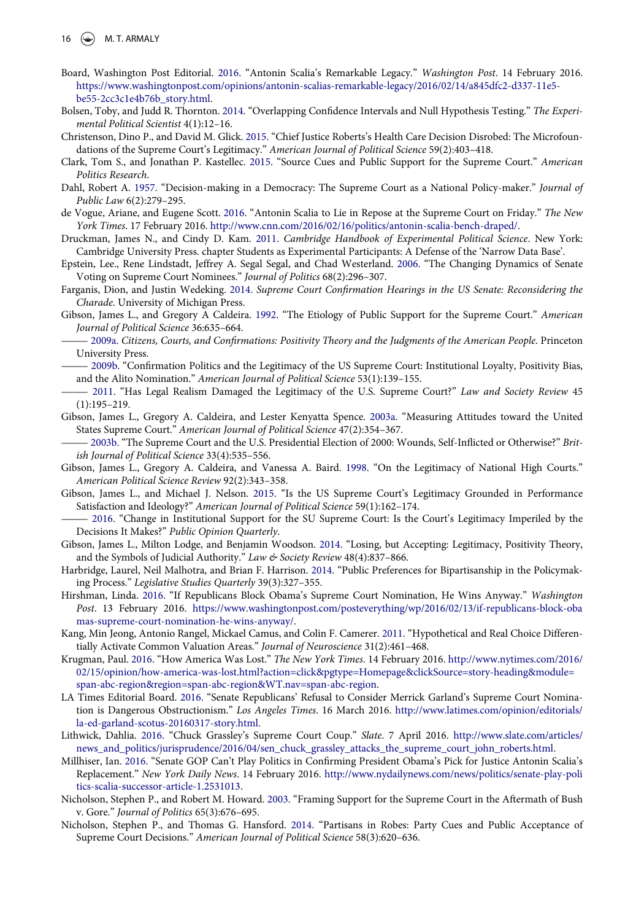Board, Washington Post Editorial. 2016. "Antonin Scalia's Remarkable Legacy." *Washington Post*. 14 February 2016. https://www.washingtonpost.com/opinions/antonin-scalias-remarkable-legacy/2016/02/14/a845dfc2-d337-11e5-be55-2cc3c1e4b76b_story.html.

Bolsen, Toby, and Judd R. Thornton. 2014. "Overlapping Confidence Intervals and Null Hypothesis Testing." *The Experimental Political Scientist* 4(1):12–16.

Christenson, Dino P., and David M. Glick. 2015. "Chief Justice Roberts's Health Care Decision Disrobed: The Microfoundations of the Supreme Court's Legitimacy." *American Journal of Political Science* 59(2):403–418.

Clark, Tom S., and Jonathan P. Kastellec. 2015. "Source Cues and Public Support for the Supreme Court." *American Politics Research*.

Dahl, Robert A. 1957. "Decision-making in a Democracy: The Supreme Court as a National Policy-maker." *Journal of Public Law* 6(2):279–295.

de Vogue, Ariane, and Eugene Scott. 2016. "Antonin Scalia to Lie in Repose at the Supreme Court on Friday." *The New York Times*. 17 February 2016. http://www.cnn.com/2016/02/16/politics/antonin-scalia-bench-draped/.

Druckman, James N., and Cindy D. Kam. 2011. *Cambridge Handbook of Experimental Political Science*. New York: Cambridge University Press. chapter Students as Experimental Participants: A Defense of the 'Narrow Data Base'.

Epstein, Lee., Rene Lindstadt, Jeffrey A. Segal Segal, and Chad Westerland. 2006. "The Changing Dynamics of Senate Voting on Supreme Court Nominees." *Journal of Politics* 68(2):296–307.

Farganis, Dion, and Justin Wedeking. 2014. *Supreme Court Confirmation Hearings in the US Senate: Reconsidering the Charade*. University of Michigan Press.

Gibson, James L., and Gregory A Caldeira. 1992. "The Etiology of Public Support for the Supreme Court." *American Journal of Political Science* 36:635–664.

——— 2009a. *Citizens, Courts, and Confirmations: Positivity Theory and the Judgments of the American People*. Princeton University Press.

——— 2009b. "Confirmation Politics and the Legitimacy of the US Supreme Court: Institutional Loyalty, Positivity Bias, and the Alito Nomination." *American Journal of Political Science* 53(1):139–155.

——— 2011. "Has Legal Realism Damaged the Legitimacy of the U.S. Supreme Court?" *Law and Society Review* 45 (1):195–219.

Gibson, James L., Gregory A. Caldeira, and Lester Kenyatta Spence. 2003a. "Measuring Attitudes toward the United States Supreme Court." *American Journal of Political Science* 47(2):354–367.

——— 2003b. "The Supreme Court and the U.S. Presidential Election of 2000: Wounds, Self-Inflicted or Otherwise?" *British Journal of Political Science* 33(4):535–556.

Gibson, James L., Gregory A. Caldeira, and Vanessa A. Baird. 1998. "On the Legitimacy of National High Courts." *American Political Science Review* 92(2):343–358.

Gibson, James L., and Michael J. Nelson. 2015. "Is the US Supreme Court's Legitimacy Grounded in Performance Satisfaction and Ideology?" *American Journal of Political Science* 59(1):162–174.

——— 2016. "Change in Institutional Support for the SU Supreme Court: Is the Court's Legitimacy Imperiled by the Decisions It Makes?" *Public Opinion Quarterly*.

Gibson, James L., Milton Lodge, and Benjamin Woodson. 2014. "Losing, but Accepting: Legitimacy, Positivity Theory, and the Symbols of Judicial Authority." *Law & Society Review* 48(4):837–866.

Harbridge, Laurel, Neil Malhotra, and Brian F. Harrison. 2014. "Public Preferences for Bipartisanship in the Policymaking Process." *Legislative Studies Quarterly* 39(3):327–355.

Hirshman, Linda. 2016. "If Republicans Block Obama's Supreme Court Nomination, He Wins Anyway." *Washington Post*. 13 February 2016. https://www.washingtonpost.com/posteverything/wp/2016/02/13/if-republicans-block-obamas-supreme-court-nomination-he-wins-anyway/.

Kang, Min Jeong, Antonio Rangel, Mickael Camus, and Colin F. Camerer. 2011. "Hypothetical and Real Choice Differentially Activate Common Valuation Areas." *Journal of Neuroscience* 31(2):461–468.

Krugman, Paul. 2016. "How America Was Lost." *The New York Times*. 14 February 2016. http://www.nytimes.com/2016/02/15/opinion/how-america-was-lost.html?action=click&pgtype=Homepage&clickSource=story-heading&module=span-abc-region&region=span-abc-region&WT.nav=span-abc-region.

LA Times Editorial Board. 2016. "Senate Republicans' Refusal to Consider Merrick Garland's Supreme Court Nomination is Dangerous Obstructionism." *Los Angeles Times*. 16 March 2016. http://www.latimes.com/opinion/editorials/la-ed-garland-scotus-20160317-story.html.

Lithwick, Dahlia. 2016. "Chuck Grassley's Supreme Court Coup." *Slate*. 7 April 2016. http://www.slate.com/articles/news_and_politics/jurisprudence/2016/04/sen_chuck_grassley_attacks_the_supreme_court_john_roberts.html.

Millhiser, Ian. 2016. "Senate GOP Can't Play Politics in Confirming President Obama's Pick for Justice Antonin Scalia's Replacement." *New York Daily News*. 14 February 2016. http://www.nydailynews.com/news/politics/senate-play-politics-scalia-successor-article-1.2531013.

Nicholson, Stephen P., and Robert M. Howard. 2003. "Framing Support for the Supreme Court in the Aftermath of Bush v. Gore." *Journal of Politics* 65(3):676–695.

Nicholson, Stephen P., and Thomas G. Hansford. 2014. "Partisans in Robes: Party Cues and Public Acceptance of Supreme Court Decisions." *American Journal of Political Science* 58(3):620–636.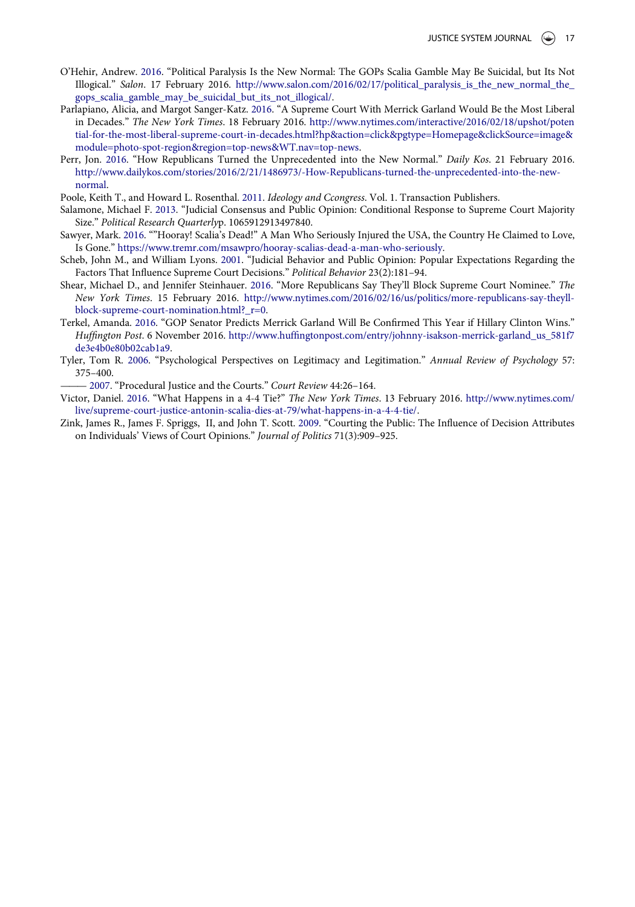O'Hehir, Andrew. 2016. "Political Paralysis Is the New Normal: The GOPs Scalia Gamble May Be Suicidal, but Its Not Illogical." *Salon*. 17 February 2016. http://www.salon.com/2016/02/17/political_paralysis_is_the_new_normal_the_gops_scalia_gamble_may_be_suicidal_but_its_not_illogical/.

Parlapiano, Alicia, and Margot Sanger-Katz. 2016. "A Supreme Court With Merrick Garland Would Be the Most Liberal in Decades." *The New York Times*. 18 February 2016. http://www.nytimes.com/interactive/2016/02/18/upshot/potential-for-the-most-liberal-supreme-court-in-decades.html?hp&action=click&pgtype=Homepage&clickSource=image&module=photo-spot-region&region=top-news&WT.nav=top-news.

Perr, Jon. 2016. "How Republicans Turned the Unprecedented into the New Normal." *Daily Kos*. 21 February 2016. http://www.dailykos.com/stories/2016/2/21/1486973/-How-Republicans-turned-the-unprecedented-into-the-new-normal.

Poole, Keith T., and Howard L. Rosenthal. 2011. *Ideology and Ccongress*. Vol. 1. Transaction Publishers.

Salamone, Michael F. 2013. "Judicial Consensus and Public Opinion: Conditional Response to Supreme Court Majority Size." *Political Research Quarterly*p. 1065912913497840.

Sawyer, Mark. 2016. ""Hooray! Scalia's Dead!" A Man Who Seriously Injured the USA, the Country He Claimed to Love, Is Gone." https://www.tremr.com/msawpro/hooray-scalias-dead-a-man-who-seriously.

Scheb, John M., and William Lyons. 2001. "Judicial Behavior and Public Opinion: Popular Expectations Regarding the Factors That Influence Supreme Court Decisions." *Political Behavior* 23(2):181–94.

Shear, Michael D., and Jennifer Steinhauer. 2016. "More Republicans Say They'll Block Supreme Court Nominee." *The New York Times*. 15 February 2016. http://www.nytimes.com/2016/02/16/us/politics/more-republicans-say-theyll-block-supreme-court-nomination.html?_r=0.

Terkel, Amanda. 2016. "GOP Senator Predicts Merrick Garland Will Be Confirmed This Year if Hillary Clinton Wins." *Huffington Post*. 6 November 2016. http://www.huffingtonpost.com/entry/johnny-isakson-merrick-garland_us_581f7de3e4b0e80b02cab1a9.

Tyler, Tom R. 2006. "Psychological Perspectives on Legitimacy and Legitimation." *Annual Review of Psychology* 57: 375–400.

——— 2007. "Procedural Justice and the Courts." *Court Review* 44:26–164.

Victor, Daniel. 2016. "What Happens in a 4-4 Tie?" *The New York Times*. 13 February 2016. http://www.nytimes.com/live/supreme-court-justice-antonin-scalia-dies-at-79/what-happens-in-a-4-4-tie/.

Zink, James R., James F. Spriggs, II, and John T. Scott. 2009. "Courting the Public: The Influence of Decision Attributes on Individuals' Views of Court Opinions." *Journal of Politics* 71(3):909–925.